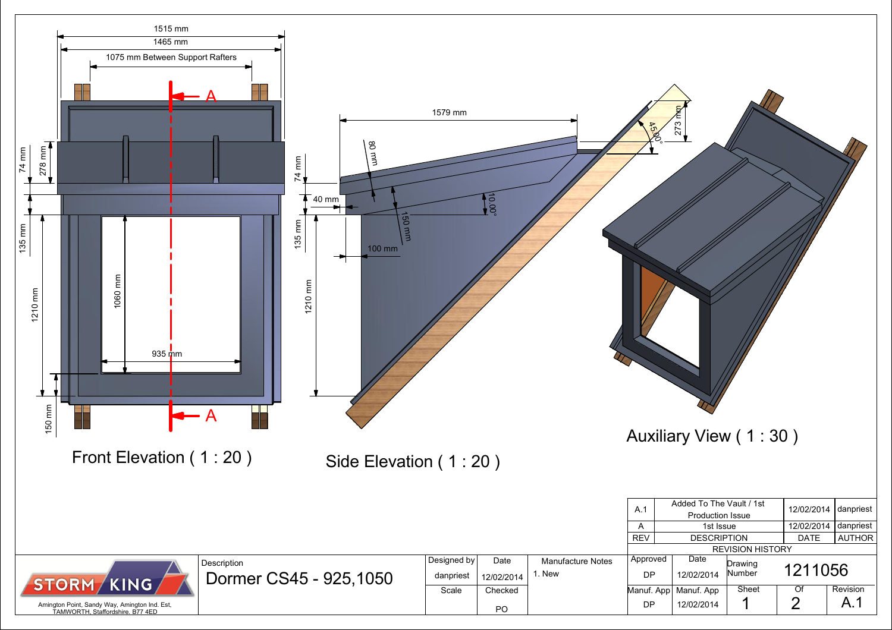1515 mm

1465 mm

1075 mm Between Support Rafters

A

A

74 mm

278 mm

135 mm

1210 mm

1060 mm

935 mm

150 mm

Front Elevation ( 1 : 20 )

1579 mm

80 mm

74 mm

40 mm

10.00°

150 mm

135 mm

100 mm

1210 mm

45.00°

273 mm

Side Elevation ( 1 : 20 )

Auxiliary View ( 1 : 30 )

| | | | |
|---|---|---|---|
| A.1 | Added To The Vault / 1st Production Issue | 12/02/2014 | danpriest |
| A | 1st Issue | 12/02/2014 | danpriest |
| REV | DESCRIPTION | DATE | AUTHOR |
| REVISION HISTORY | | | |

STORM KING

Amington Point, Sandy Way, Amington Ind. Est, TAMWORTH, Staffordshire. B77 4ED

| Description | Designed by | Date | Manufacture Notes | Approved | Date | Drawing Number | |
|---|---|---|---|---|---|---|---|
| Dormer CS45 - 925,1050 | danpriest | 12/02/2014 | 1. New | DP | 12/02/2014 | 1211056 | |
| | Scale | Checked | | Manuf. App | Manuf. App | Sheet | Of | Revision |
| | | PO | | DP | 12/02/2014 | 1 | 2 | A.1 |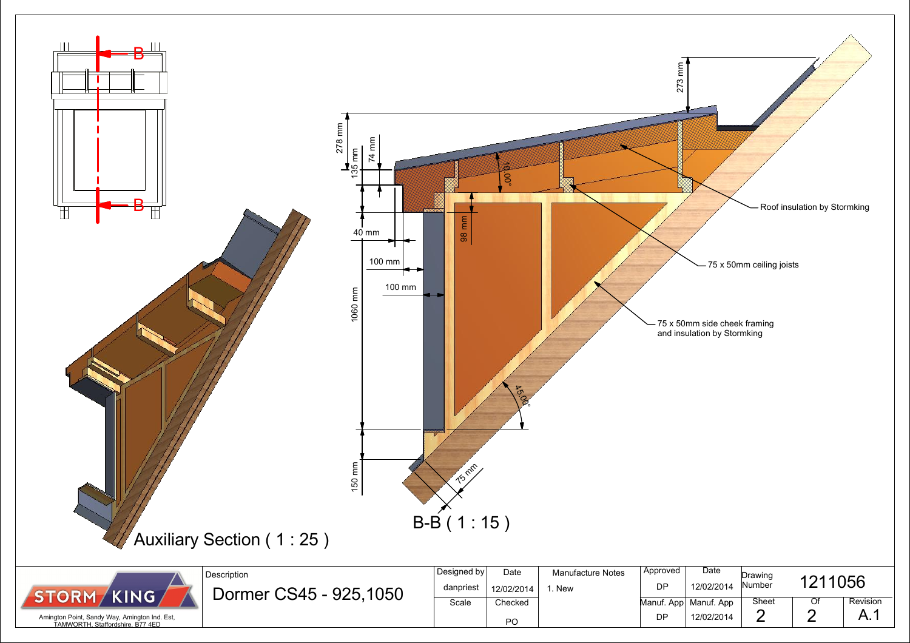B

B

Auxiliary Section ( 1 : 25 )

273 mm

278 mm

135 mm

74 mm

40 mm

100 mm

100 mm

1060 mm

150 mm

98 mm

10.00°

45.00°

75 mm

Roof insulation by Stormking

75 x 50mm ceiling joists

75 x 50mm side cheek framing
and insulation by Stormking

B-B ( 1 : 15 )

STORM KING

Amington Point, Sandy Way, Amington Ind. Est,
TAMWORTH, Staffordshire. B77 4ED

| Description | Designed by | Date | Manufacture Notes | Approved | Date | Drawing Number | | |
|---|---|---|---|---|---|---|---|---|
| Dormer CS45 - 925,1050 | danpriest | 12/02/2014 | 1. New | DP | 12/02/2014 | 1211056 | | |
| | Scale | Checked | | Manuf. App | Manuf. App | Sheet | Of | Revision |
| | | PO | | DP | 12/02/2014 | 2 | 2 | A.1 |